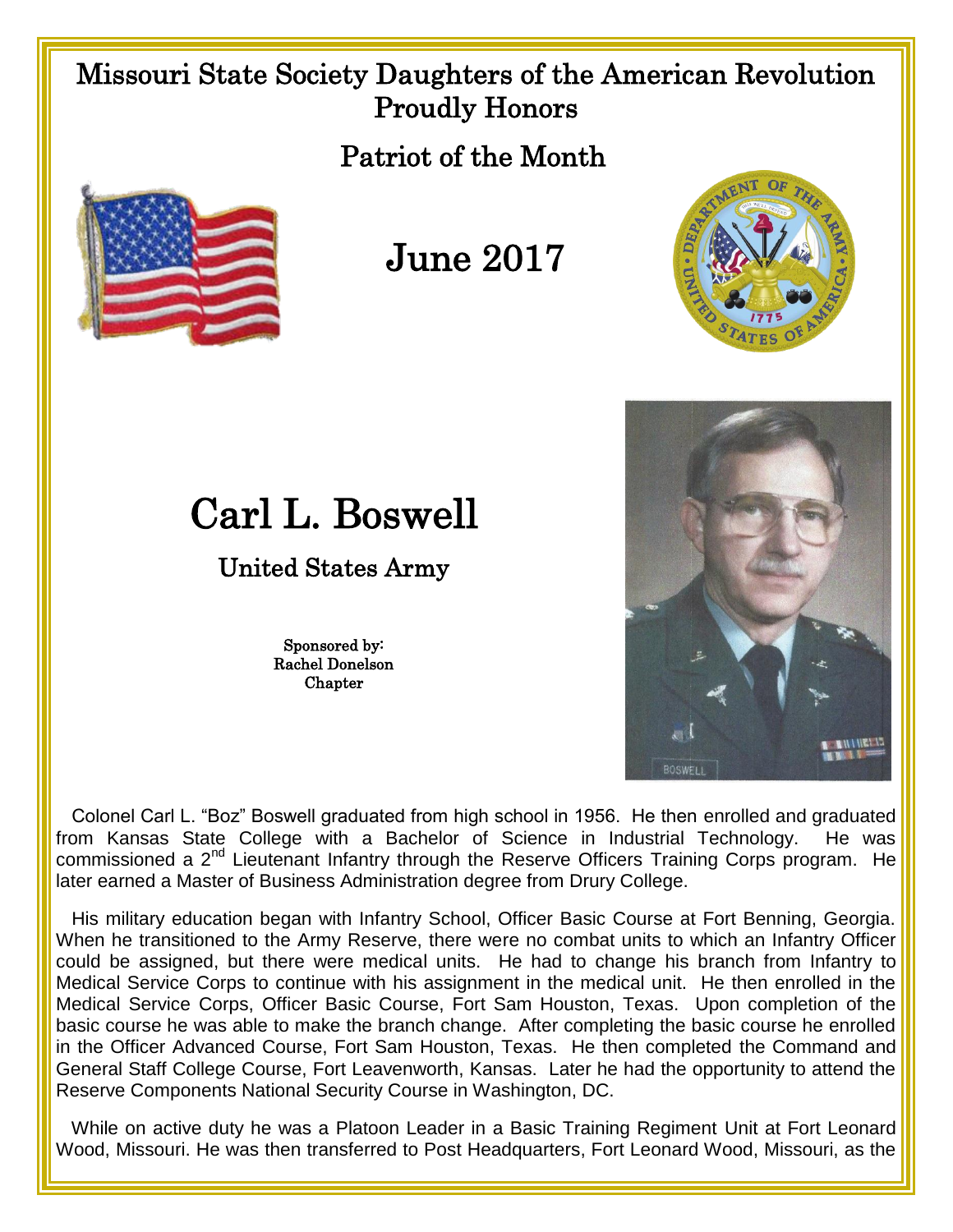# Missouri State Society Daughters of the American Revolution Proudly Honors

## Patriot of the Month

## June 2017

# Carl L. Boswell

### United States Army

Sponsored by:
Rachel Donelson
Chapter

Colonel Carl L. "Boz" Boswell graduated from high school in 1956. He then enrolled and graduated from Kansas State College with a Bachelor of Science in Industrial Technology. He was commissioned a 2nd Lieutenant Infantry through the Reserve Officers Training Corps program. He later earned a Master of Business Administration degree from Drury College.

His military education began with Infantry School, Officer Basic Course at Fort Benning, Georgia. When he transitioned to the Army Reserve, there were no combat units to which an Infantry Officer could be assigned, but there were medical units. He had to change his branch from Infantry to Medical Service Corps to continue with his assignment in the medical unit. He then enrolled in the Medical Service Corps, Officer Basic Course, Fort Sam Houston, Texas. Upon completion of the basic course he was able to make the branch change. After completing the basic course he enrolled in the Officer Advanced Course, Fort Sam Houston, Texas. He then completed the Command and General Staff College Course, Fort Leavenworth, Kansas. Later he had the opportunity to attend the Reserve Components National Security Course in Washington, DC.

While on active duty he was a Platoon Leader in a Basic Training Regiment Unit at Fort Leonard Wood, Missouri. He was then transferred to Post Headquarters, Fort Leonard Wood, Missouri, as the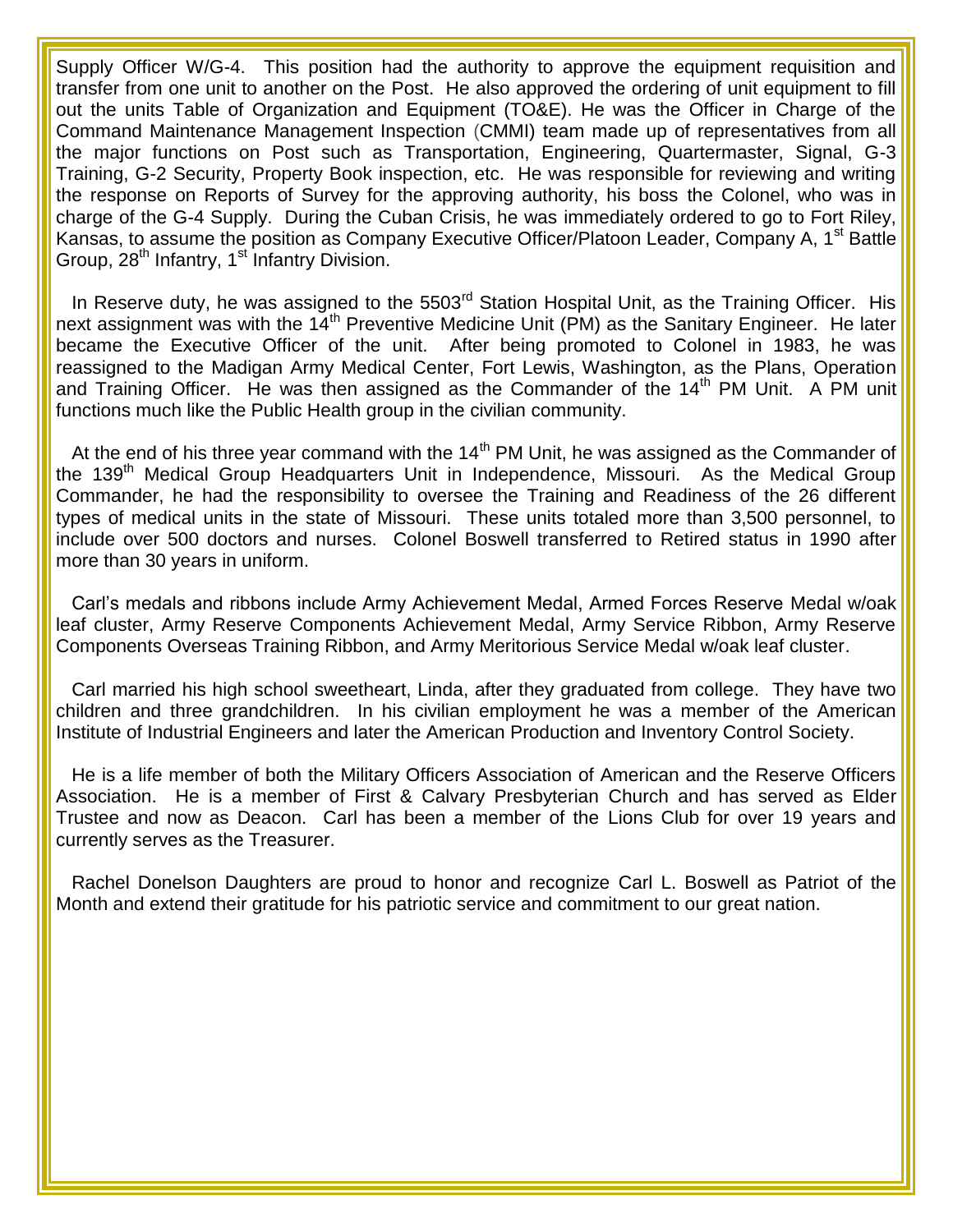Supply Officer W/G-4. This position had the authority to approve the equipment requisition and transfer from one unit to another on the Post. He also approved the ordering of unit equipment to fill out the units Table of Organization and Equipment (TO&E). He was the Officer in Charge of the Command Maintenance Management Inspection (CMMI) team made up of representatives from all the major functions on Post such as Transportation, Engineering, Quartermaster, Signal, G-3 Training, G-2 Security, Property Book inspection, etc. He was responsible for reviewing and writing the response on Reports of Survey for the approving authority, his boss the Colonel, who was in charge of the G-4 Supply. During the Cuban Crisis, he was immediately ordered to go to Fort Riley, Kansas, to assume the position as Company Executive Officer/Platoon Leader, Company A, 1st Battle Group, 28th Infantry, 1st Infantry Division.

In Reserve duty, he was assigned to the 5503rd Station Hospital Unit, as the Training Officer. His next assignment was with the 14th Preventive Medicine Unit (PM) as the Sanitary Engineer. He later became the Executive Officer of the unit. After being promoted to Colonel in 1983, he was reassigned to the Madigan Army Medical Center, Fort Lewis, Washington, as the Plans, Operation and Training Officer. He was then assigned as the Commander of the 14th PM Unit. A PM unit functions much like the Public Health group in the civilian community.

At the end of his three year command with the 14th PM Unit, he was assigned as the Commander of the 139th Medical Group Headquarters Unit in Independence, Missouri. As the Medical Group Commander, he had the responsibility to oversee the Training and Readiness of the 26 different types of medical units in the state of Missouri. These units totaled more than 3,500 personnel, to include over 500 doctors and nurses. Colonel Boswell transferred to Retired status in 1990 after more than 30 years in uniform.

Carl's medals and ribbons include Army Achievement Medal, Armed Forces Reserve Medal w/oak leaf cluster, Army Reserve Components Achievement Medal, Army Service Ribbon, Army Reserve Components Overseas Training Ribbon, and Army Meritorious Service Medal w/oak leaf cluster.

Carl married his high school sweetheart, Linda, after they graduated from college. They have two children and three grandchildren. In his civilian employment he was a member of the American Institute of Industrial Engineers and later the American Production and Inventory Control Society.

He is a life member of both the Military Officers Association of American and the Reserve Officers Association. He is a member of First & Calvary Presbyterian Church and has served as Elder Trustee and now as Deacon. Carl has been a member of the Lions Club for over 19 years and currently serves as the Treasurer.

Rachel Donelson Daughters are proud to honor and recognize Carl L. Boswell as Patriot of the Month and extend their gratitude for his patriotic service and commitment to our great nation.